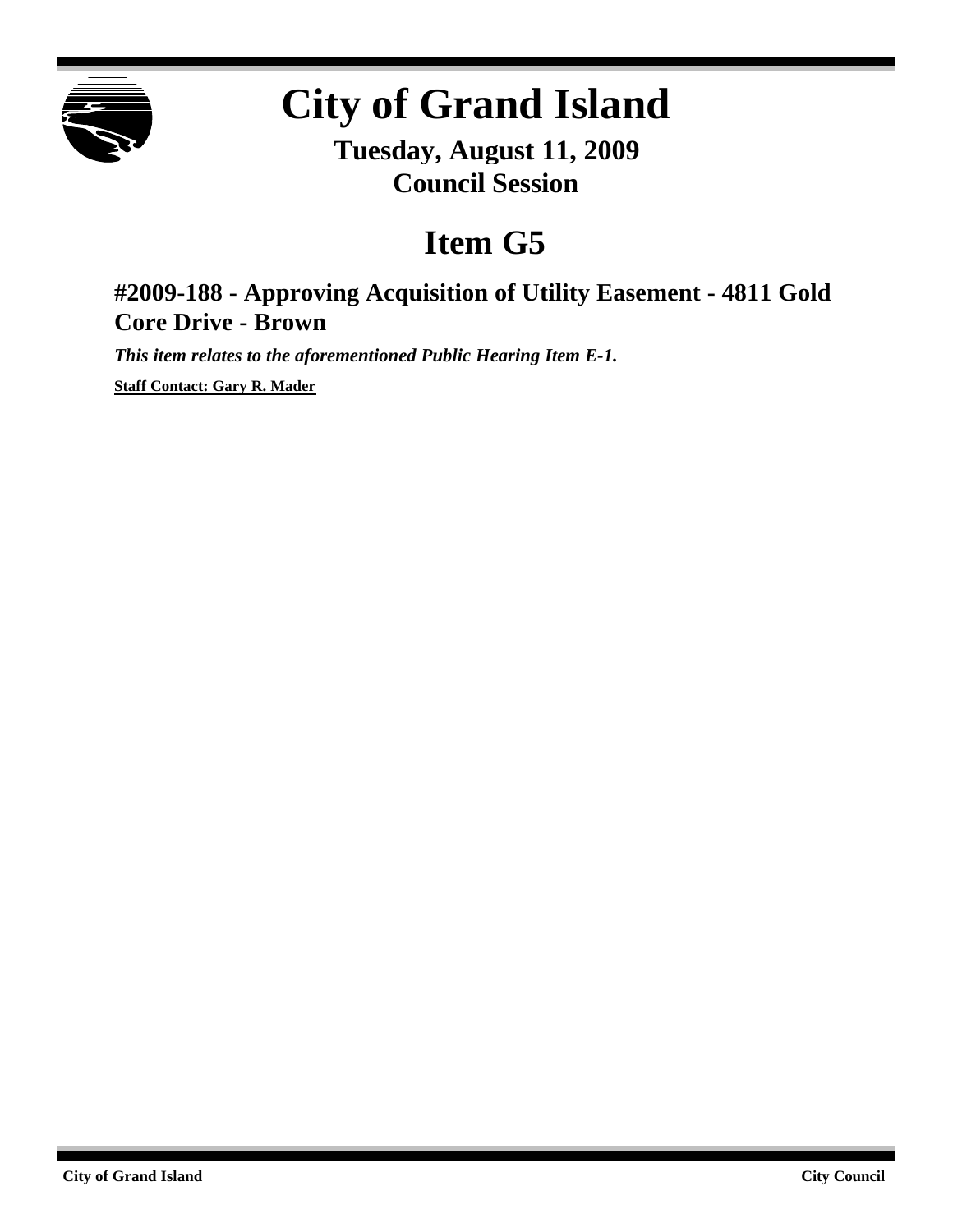# City of Grand Island

**Tuesday, August 11, 2009**
**Council Session**

# Item G5

## #2009-188 - Approving Acquisition of Utility Easement - 4811 Gold Core Drive - Brown

***This item relates to the aforementioned Public Hearing Item E-1.***

**Staff Contact: Gary R. Mader**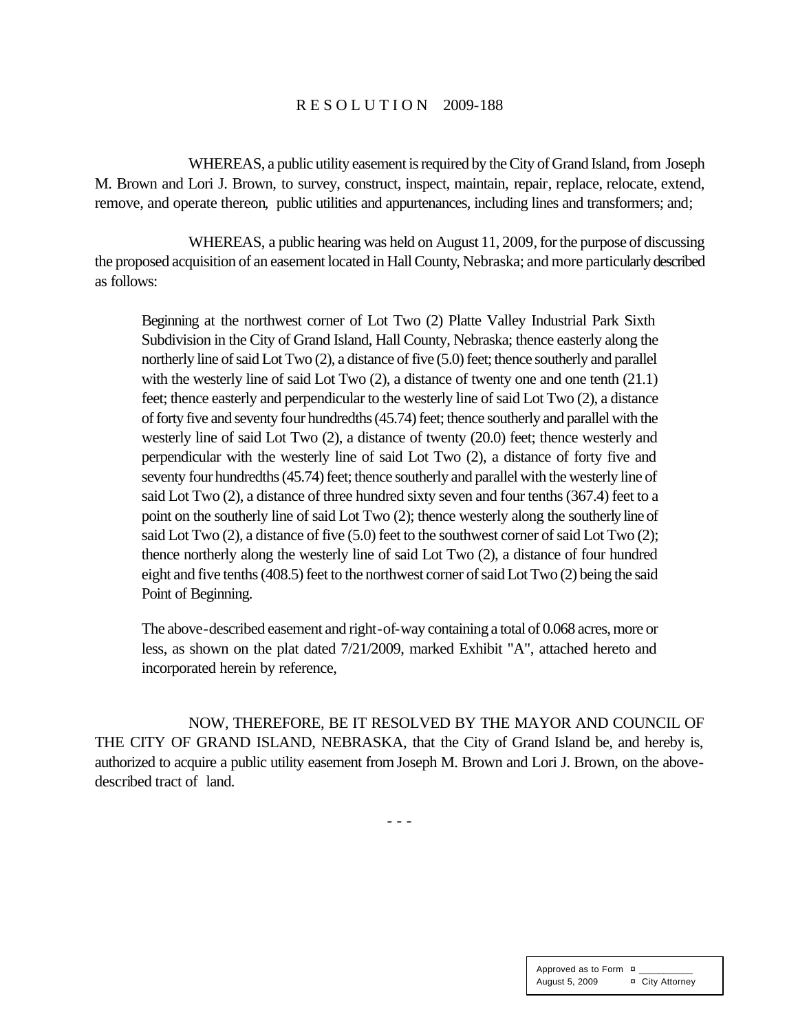# R E S O L U T I O N 2009-188

WHEREAS, a public utility easement is required by the City of Grand Island, from Joseph M. Brown and Lori J. Brown, to survey, construct, inspect, maintain, repair, replace, relocate, extend, remove, and operate thereon, public utilities and appurtenances, including lines and transformers; and;

WHEREAS, a public hearing was held on August 11, 2009, for the purpose of discussing the proposed acquisition of an easement located in Hall County, Nebraska; and more particularly described as follows:

> Beginning at the northwest corner of Lot Two (2) Platte Valley Industrial Park Sixth Subdivision in the City of Grand Island, Hall County, Nebraska; thence easterly along the northerly line of said Lot Two (2), a distance of five (5.0) feet; thence southerly and parallel with the westerly line of said Lot Two (2), a distance of twenty one and one tenth (21.1) feet; thence easterly and perpendicular to the westerly line of said Lot Two (2), a distance of forty five and seventy four hundredths (45.74) feet; thence southerly and parallel with the westerly line of said Lot Two (2), a distance of twenty (20.0) feet; thence westerly and perpendicular with the westerly line of said Lot Two (2), a distance of forty five and seventy four hundredths (45.74) feet; thence southerly and parallel with the westerly line of said Lot Two (2), a distance of three hundred sixty seven and four tenths (367.4) feet to a point on the southerly line of said Lot Two (2); thence westerly along the southerly line of said Lot Two (2), a distance of five (5.0) feet to the southwest corner of said Lot Two (2); thence northerly along the westerly line of said Lot Two (2), a distance of four hundred eight and five tenths (408.5) feet to the northwest corner of said Lot Two (2) being the said Point of Beginning.
>
> The above-described easement and right-of-way containing a total of 0.068 acres, more or less, as shown on the plat dated 7/21/2009, marked Exhibit "A", attached hereto and incorporated herein by reference,

NOW, THEREFORE, BE IT RESOLVED BY THE MAYOR AND COUNCIL OF THE CITY OF GRAND ISLAND, NEBRASKA, that the City of Grand Island be, and hereby is, authorized to acquire a public utility easement from Joseph M. Brown and Lori J. Brown, on the above-described tract of land.

- - -

| Approved as to Form | ¤ ___________ |
| --- | --- |
| August 5, 2009 | ¤ City Attorney |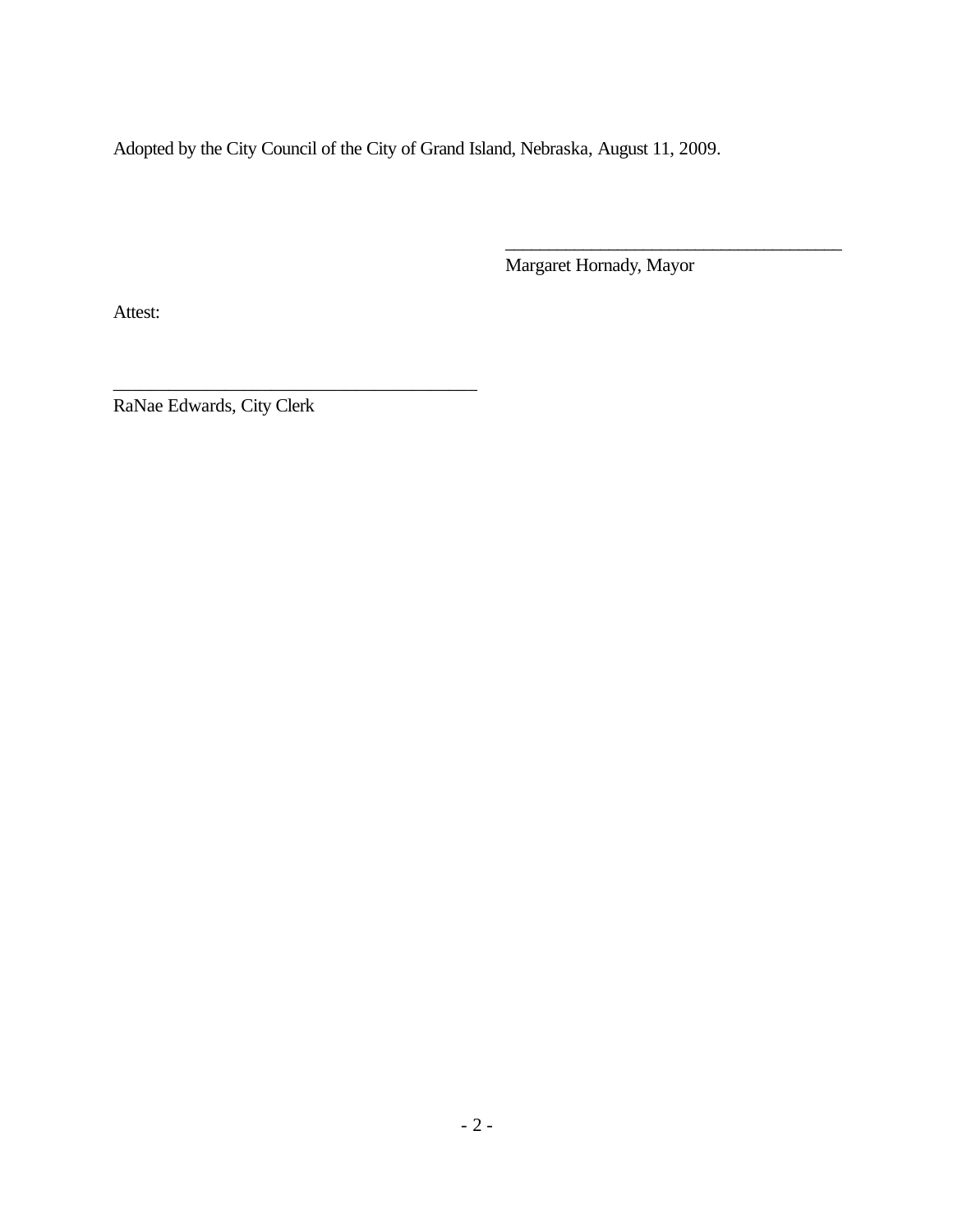Adopted by the City Council of the City of Grand Island, Nebraska, August 11, 2009.

_____________________________________
Margaret Hornady, Mayor

Attest:

_______________________________________
RaNae Edwards, City Clerk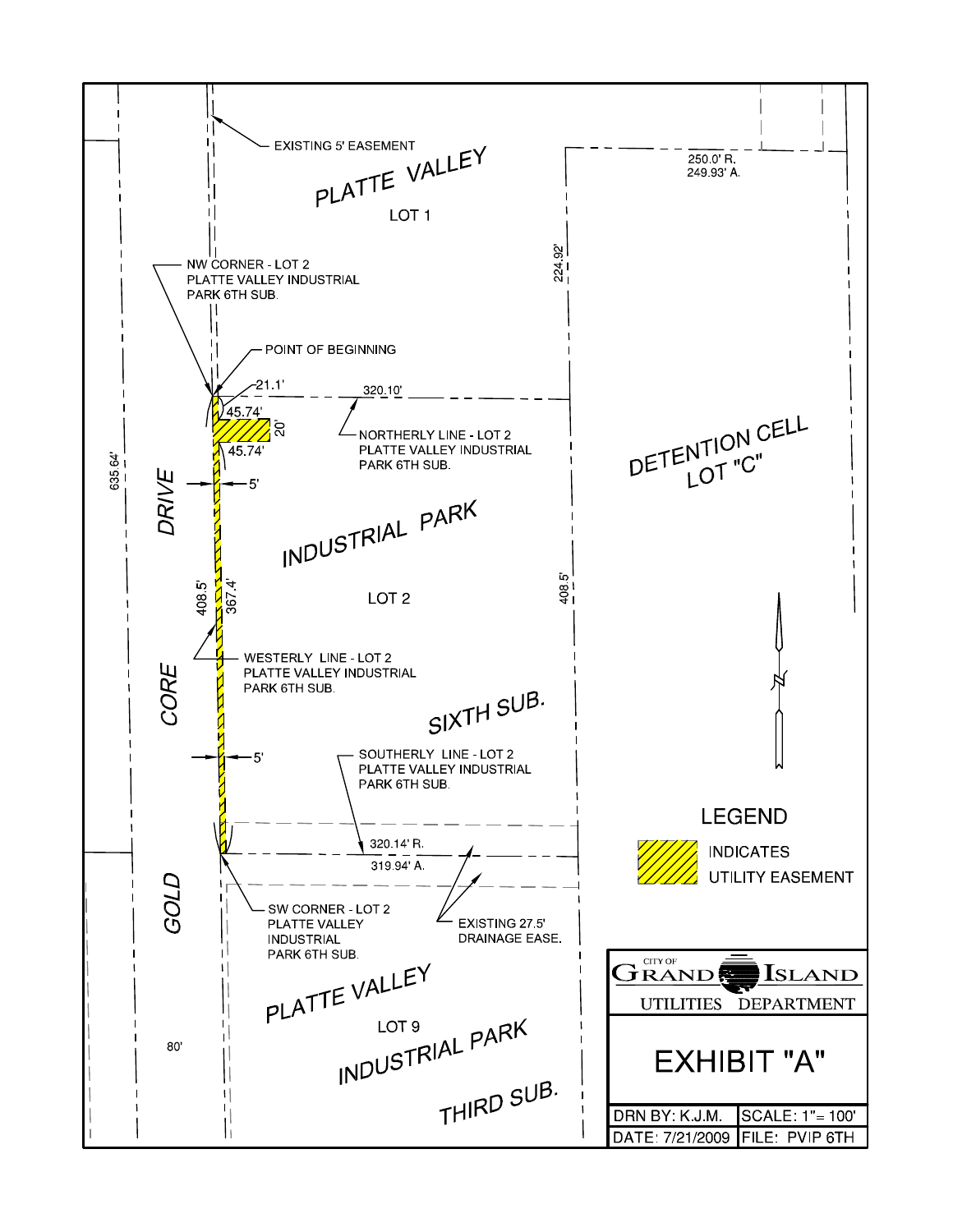EXISTING 5' EASEMENT

PLATTE VALLEY

LOT 1

250.0' R.
249.93' A.

224.92'

NW CORNER - LOT 2
PLATTE VALLEY INDUSTRIAL
PARK 6TH SUB.

POINT OF BEGINNING

21.1'

320.10'

45.74'

20'

45.74'

NORTHERLY LINE - LOT 2
PLATTE VALLEY INDUSTRIAL
PARK 6TH SUB.

DETENTION CELL
LOT "C"

635.64'

DRIVE

5'

INDUSTRIAL PARK

408.5'

367.4'

LOT 2

408.5'

WESTERLY LINE - LOT 2
PLATTE VALLEY INDUSTRIAL
PARK 6TH SUB.

CORE

SIXTH SUB.

5'

SOUTHERLY LINE - LOT 2
PLATTE VALLEY INDUSTRIAL
PARK 6TH SUB.

LEGEND

INDICATES
UTILITY EASEMENT

320.14' R.
319.94' A.

GOLD

SW CORNER - LOT 2
PLATTE VALLEY
INDUSTRIAL
PARK 6TH SUB.

EXISTING 27.5'
DRAINAGE EASE.

CITY OF GRAND ISLAND
UTILITIES DEPARTMENT

PLATTE VALLEY

LOT 9

80'

INDUSTRIAL PARK

THIRD SUB.

EXHIBIT "A"

| | |
|---|---|
| DRN BY: K.J.M. | SCALE: 1"= 100' |
| DATE: 7/21/2009 | FILE: PVIP 6TH |